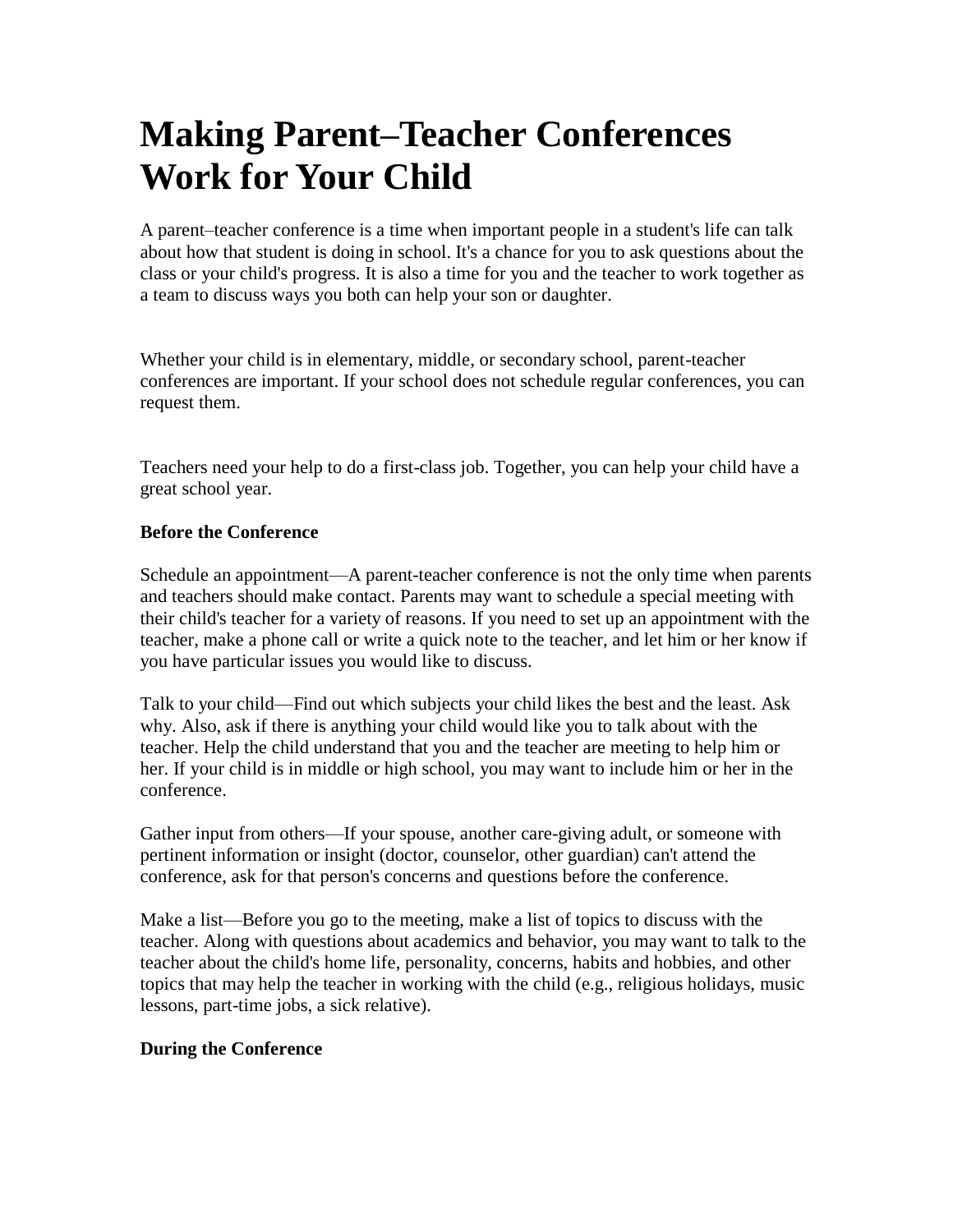# Making Parent–Teacher Conferences Work for Your Child

A parent–teacher conference is a time when important people in a student's life can talk about how that student is doing in school. It's a chance for you to ask questions about the class or your child's progress. It is also a time for you and the teacher to work together as a team to discuss ways you both can help your son or daughter.

Whether your child is in elementary, middle, or secondary school, parent-teacher conferences are important. If your school does not schedule regular conferences, you can request them.

Teachers need your help to do a first-class job. Together, you can help your child have a great school year.

**Before the Conference**

Schedule an appointment—A parent-teacher conference is not the only time when parents and teachers should make contact. Parents may want to schedule a special meeting with their child's teacher for a variety of reasons. If you need to set up an appointment with the teacher, make a phone call or write a quick note to the teacher, and let him or her know if you have particular issues you would like to discuss.

Talk to your child—Find out which subjects your child likes the best and the least. Ask why. Also, ask if there is anything your child would like you to talk about with the teacher. Help the child understand that you and the teacher are meeting to help him or her. If your child is in middle or high school, you may want to include him or her in the conference.

Gather input from others—If your spouse, another care-giving adult, or someone with pertinent information or insight (doctor, counselor, other guardian) can't attend the conference, ask for that person's concerns and questions before the conference.

Make a list—Before you go to the meeting, make a list of topics to discuss with the teacher. Along with questions about academics and behavior, you may want to talk to the teacher about the child's home life, personality, concerns, habits and hobbies, and other topics that may help the teacher in working with the child (e.g., religious holidays, music lessons, part-time jobs, a sick relative).

**During the Conference**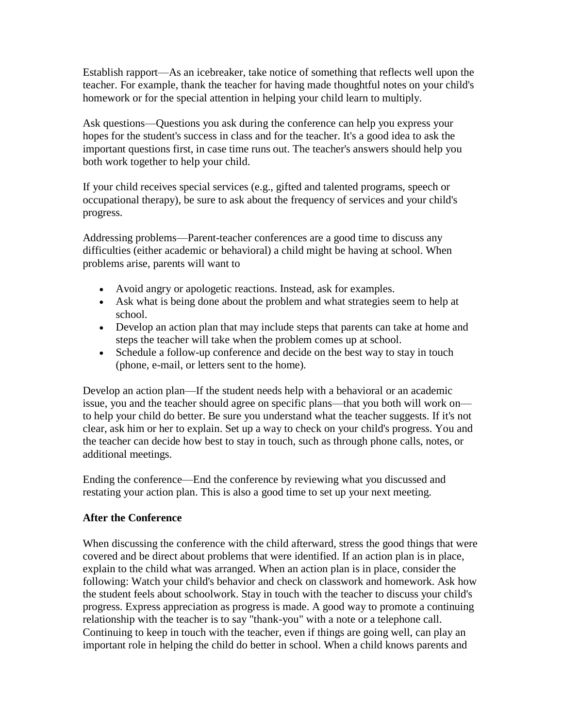Establish rapport—As an icebreaker, take notice of something that reflects well upon the teacher. For example, thank the teacher for having made thoughtful notes on your child's homework or for the special attention in helping your child learn to multiply.

Ask questions—Questions you ask during the conference can help you express your hopes for the student's success in class and for the teacher. It's a good idea to ask the important questions first, in case time runs out. The teacher's answers should help you both work together to help your child.

If your child receives special services (e.g., gifted and talented programs, speech or occupational therapy), be sure to ask about the frequency of services and your child's progress.

Addressing problems—Parent-teacher conferences are a good time to discuss any difficulties (either academic or behavioral) a child might be having at school. When problems arise, parents will want to

- Avoid angry or apologetic reactions. Instead, ask for examples.
- Ask what is being done about the problem and what strategies seem to help at school.
- Develop an action plan that may include steps that parents can take at home and steps the teacher will take when the problem comes up at school.
- Schedule a follow-up conference and decide on the best way to stay in touch (phone, e-mail, or letters sent to the home).

Develop an action plan—If the student needs help with a behavioral or an academic issue, you and the teacher should agree on specific plans—that you both will work on—to help your child do better. Be sure you understand what the teacher suggests. If it's not clear, ask him or her to explain. Set up a way to check on your child's progress. You and the teacher can decide how best to stay in touch, such as through phone calls, notes, or additional meetings.

Ending the conference—End the conference by reviewing what you discussed and restating your action plan. This is also a good time to set up your next meeting.

**After the Conference**

When discussing the conference with the child afterward, stress the good things that were covered and be direct about problems that were identified. If an action plan is in place, explain to the child what was arranged. When an action plan is in place, consider the following: Watch your child's behavior and check on classwork and homework. Ask how the student feels about schoolwork. Stay in touch with the teacher to discuss your child's progress. Express appreciation as progress is made. A good way to promote a continuing relationship with the teacher is to say "thank-you" with a note or a telephone call. Continuing to keep in touch with the teacher, even if things are going well, can play an important role in helping the child do better in school. When a child knows parents and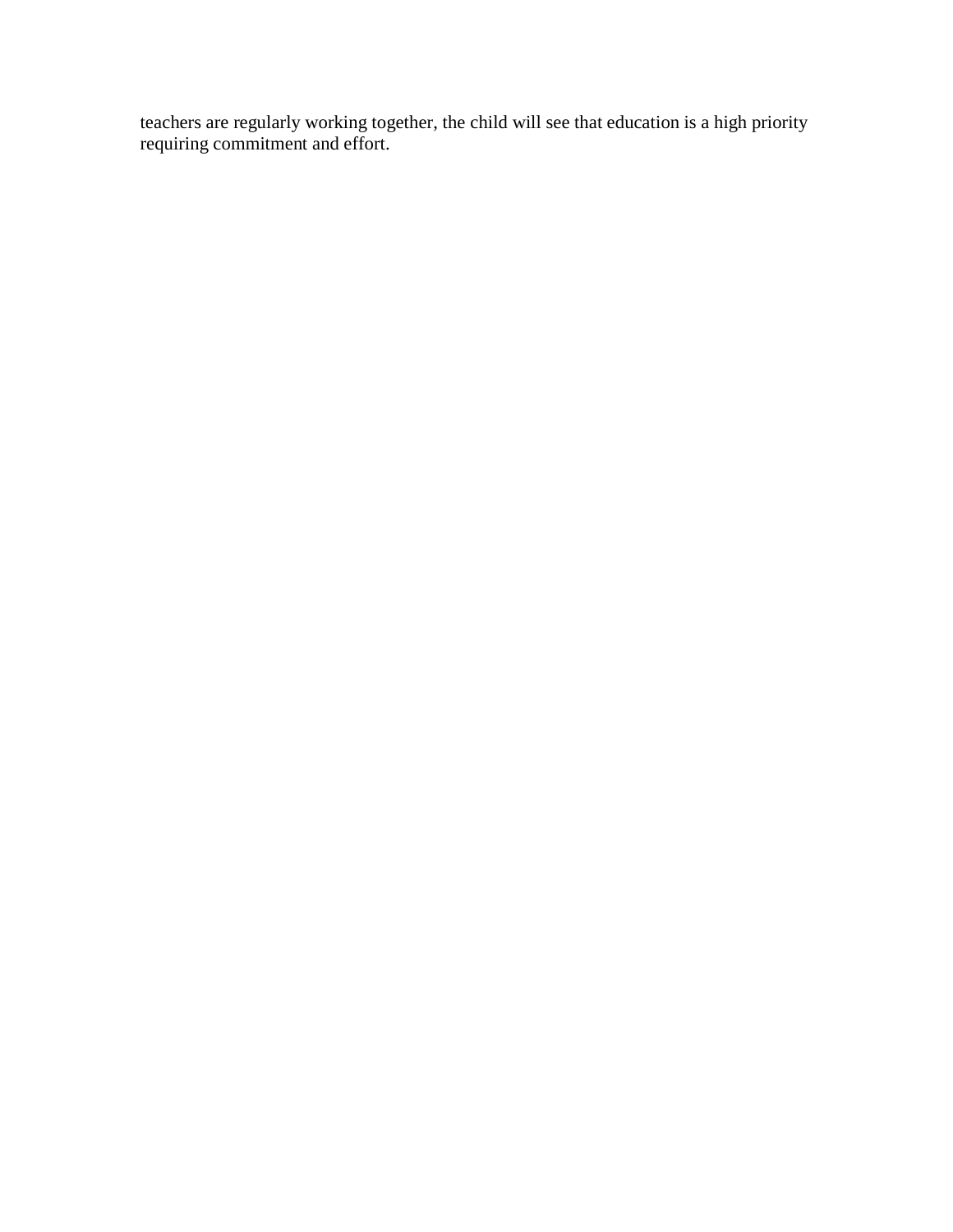teachers are regularly working together, the child will see that education is a high priority requiring commitment and effort.